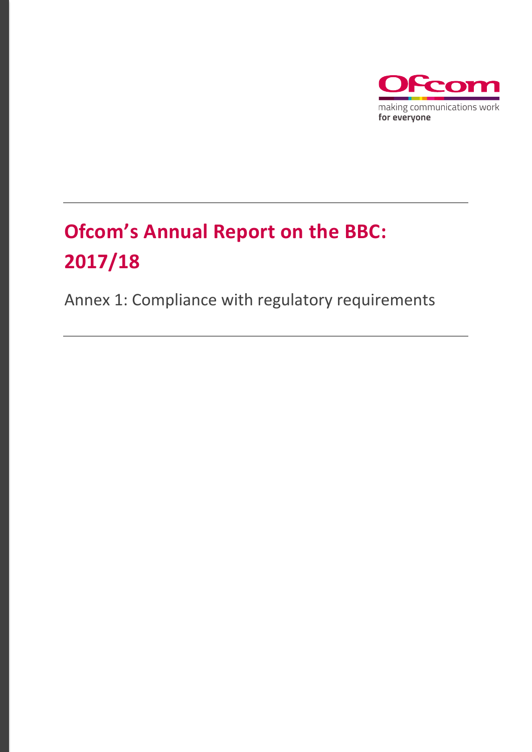making communications work
**for everyone**

# Ofcom's Annual Report on the BBC: 2017/18

Annex 1: Compliance with regulatory requirements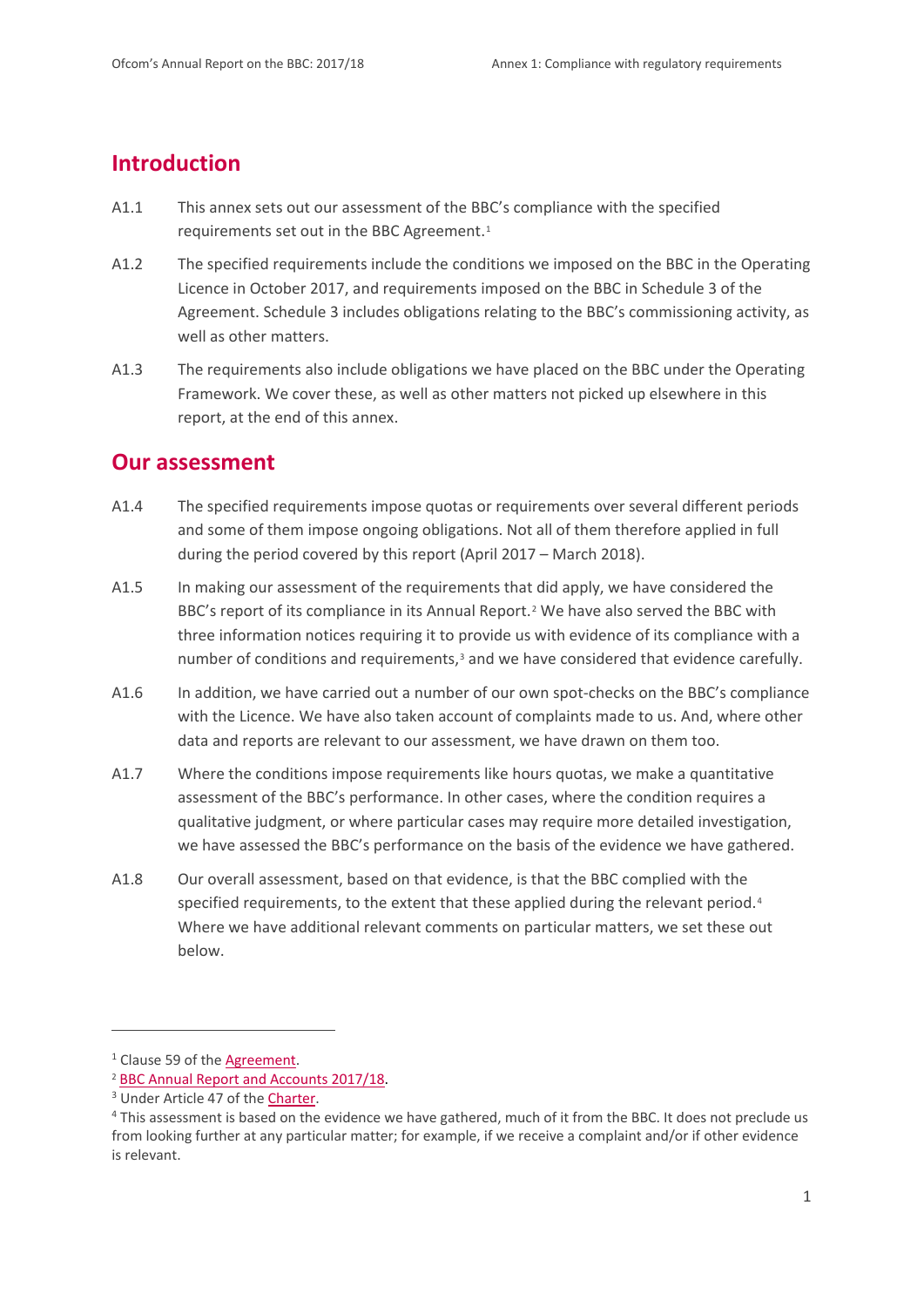## Introduction

A1.1 This annex sets out our assessment of the BBC's compliance with the specified requirements set out in the BBC Agreement.[1]

A1.2 The specified requirements include the conditions we imposed on the BBC in the Operating Licence in October 2017, and requirements imposed on the BBC in Schedule 3 of the Agreement. Schedule 3 includes obligations relating to the BBC's commissioning activity, as well as other matters.

A1.3 The requirements also include obligations we have placed on the BBC under the Operating Framework. We cover these, as well as other matters not picked up elsewhere in this report, at the end of this annex.

## Our assessment

A1.4 The specified requirements impose quotas or requirements over several different periods and some of them impose ongoing obligations. Not all of them therefore applied in full during the period covered by this report (April 2017 – March 2018).

A1.5 In making our assessment of the requirements that did apply, we have considered the BBC's report of its compliance in its Annual Report.[2] We have also served the BBC with three information notices requiring it to provide us with evidence of its compliance with a number of conditions and requirements,[3] and we have considered that evidence carefully.

A1.6 In addition, we have carried out a number of our own spot-checks on the BBC's compliance with the Licence. We have also taken account of complaints made to us. And, where other data and reports are relevant to our assessment, we have drawn on them too.

A1.7 Where the conditions impose requirements like hours quotas, we make a quantitative assessment of the BBC's performance. In other cases, where the condition requires a qualitative judgment, or where particular cases may require more detailed investigation, we have assessed the BBC's performance on the basis of the evidence we have gathered.

A1.8 Our overall assessment, based on that evidence, is that the BBC complied with the specified requirements, to the extent that these applied during the relevant period.[4] Where we have additional relevant comments on particular matters, we set these out below.

---

[1] Clause 59 of the Agreement.

[2] BBC Annual Report and Accounts 2017/18.

[3] Under Article 47 of the Charter.

[4] This assessment is based on the evidence we have gathered, much of it from the BBC. It does not preclude us from looking further at any particular matter; for example, if we receive a complaint and/or if other evidence is relevant.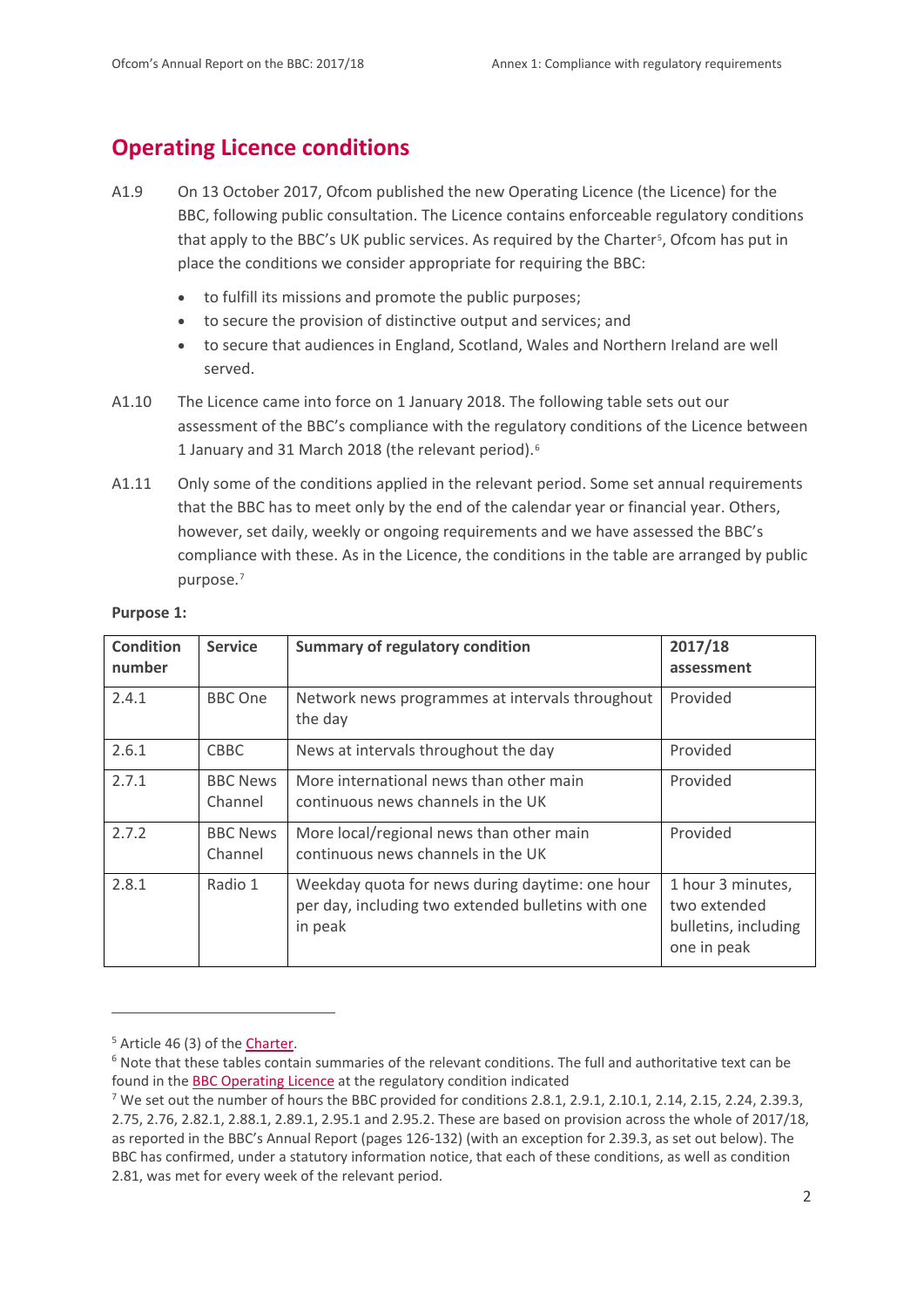## Operating Licence conditions

A1.9 On 13 October 2017, Ofcom published the new Operating Licence (the Licence) for the BBC, following public consultation. The Licence contains enforceable regulatory conditions that apply to the BBC's UK public services. As required by the Charter[5], Ofcom has put in place the conditions we consider appropriate for requiring the BBC:

- to fulfill its missions and promote the public purposes;
- to secure the provision of distinctive output and services; and
- to secure that audiences in England, Scotland, Wales and Northern Ireland are well served.

A1.10 The Licence came into force on 1 January 2018. The following table sets out our assessment of the BBC's compliance with the regulatory conditions of the Licence between 1 January and 31 March 2018 (the relevant period).[6]

A1.11 Only some of the conditions applied in the relevant period. Some set annual requirements that the BBC has to meet only by the end of the calendar year or financial year. Others, however, set daily, weekly or ongoing requirements and we have assessed the BBC's compliance with these. As in the Licence, the conditions in the table are arranged by public purpose.[7]

**Purpose 1:**

| Condition number | Service | Summary of regulatory condition | 2017/18 assessment |
|---|---|---|---|
| 2.4.1 | BBC One | Network news programmes at intervals throughout the day | Provided |
| 2.6.1 | CBBC | News at intervals throughout the day | Provided |
| 2.7.1 | BBC News Channel | More international news than other main continuous news channels in the UK | Provided |
| 2.7.2 | BBC News Channel | More local/regional news than other main continuous news channels in the UK | Provided |
| 2.8.1 | Radio 1 | Weekday quota for news during daytime: one hour per day, including two extended bulletins with one in peak | 1 hour 3 minutes, two extended bulletins, including one in peak |

---

[5] Article 46 (3) of the Charter.

[6] Note that these tables contain summaries of the relevant conditions. The full and authoritative text can be found in the BBC Operating Licence at the regulatory condition indicated

[7] We set out the number of hours the BBC provided for conditions 2.8.1, 2.9.1, 2.10.1, 2.14, 2.15, 2.24, 2.39.3, 2.75, 2.76, 2.82.1, 2.88.1, 2.89.1, 2.95.1 and 2.95.2. These are based on provision across the whole of 2017/18, as reported in the BBC's Annual Report (pages 126-132) (with an exception for 2.39.3, as set out below). The BBC has confirmed, under a statutory information notice, that each of these conditions, as well as condition 2.81, was met for every week of the relevant period.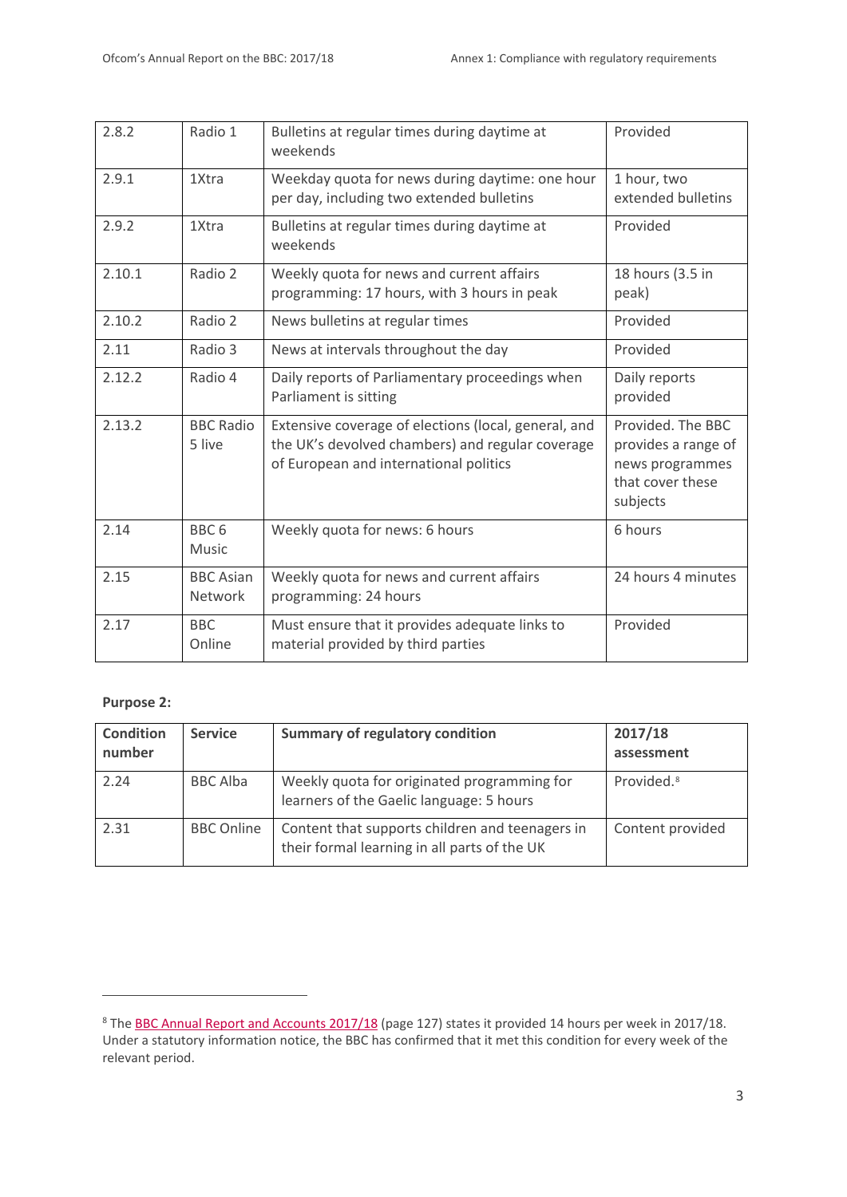| 2.8.2 | Radio 1 | Bulletins at regular times during daytime at weekends | Provided |
|---|---|---|---|
| 2.9.1 | 1Xtra | Weekday quota for news during daytime: one hour per day, including two extended bulletins | 1 hour, two extended bulletins |
| 2.9.2 | 1Xtra | Bulletins at regular times during daytime at weekends | Provided |
| 2.10.1 | Radio 2 | Weekly quota for news and current affairs programming: 17 hours, with 3 hours in peak | 18 hours (3.5 in peak) |
| 2.10.2 | Radio 2 | News bulletins at regular times | Provided |
| 2.11 | Radio 3 | News at intervals throughout the day | Provided |
| 2.12.2 | Radio 4 | Daily reports of Parliamentary proceedings when Parliament is sitting | Daily reports provided |
| 2.13.2 | BBC Radio 5 live | Extensive coverage of elections (local, general, and the UK's devolved chambers) and regular coverage of European and international politics | Provided. The BBC provides a range of news programmes that cover these subjects |
| 2.14 | BBC 6 Music | Weekly quota for news: 6 hours | 6 hours |
| 2.15 | BBC Asian Network | Weekly quota for news and current affairs programming: 24 hours | 24 hours 4 minutes |
| 2.17 | BBC Online | Must ensure that it provides adequate links to material provided by third parties | Provided |

**Purpose 2:**

| Condition number | Service | Summary of regulatory condition | 2017/18 assessment |
|---|---|---|---|
| 2.24 | BBC Alba | Weekly quota for originated programming for learners of the Gaelic language: 5 hours | Provided.[8] |
| 2.31 | BBC Online | Content that supports children and teenagers in their formal learning in all parts of the UK | Content provided |

[8] The BBC Annual Report and Accounts 2017/18 (page 127) states it provided 14 hours per week in 2017/18. Under a statutory information notice, the BBC has confirmed that it met this condition for every week of the relevant period.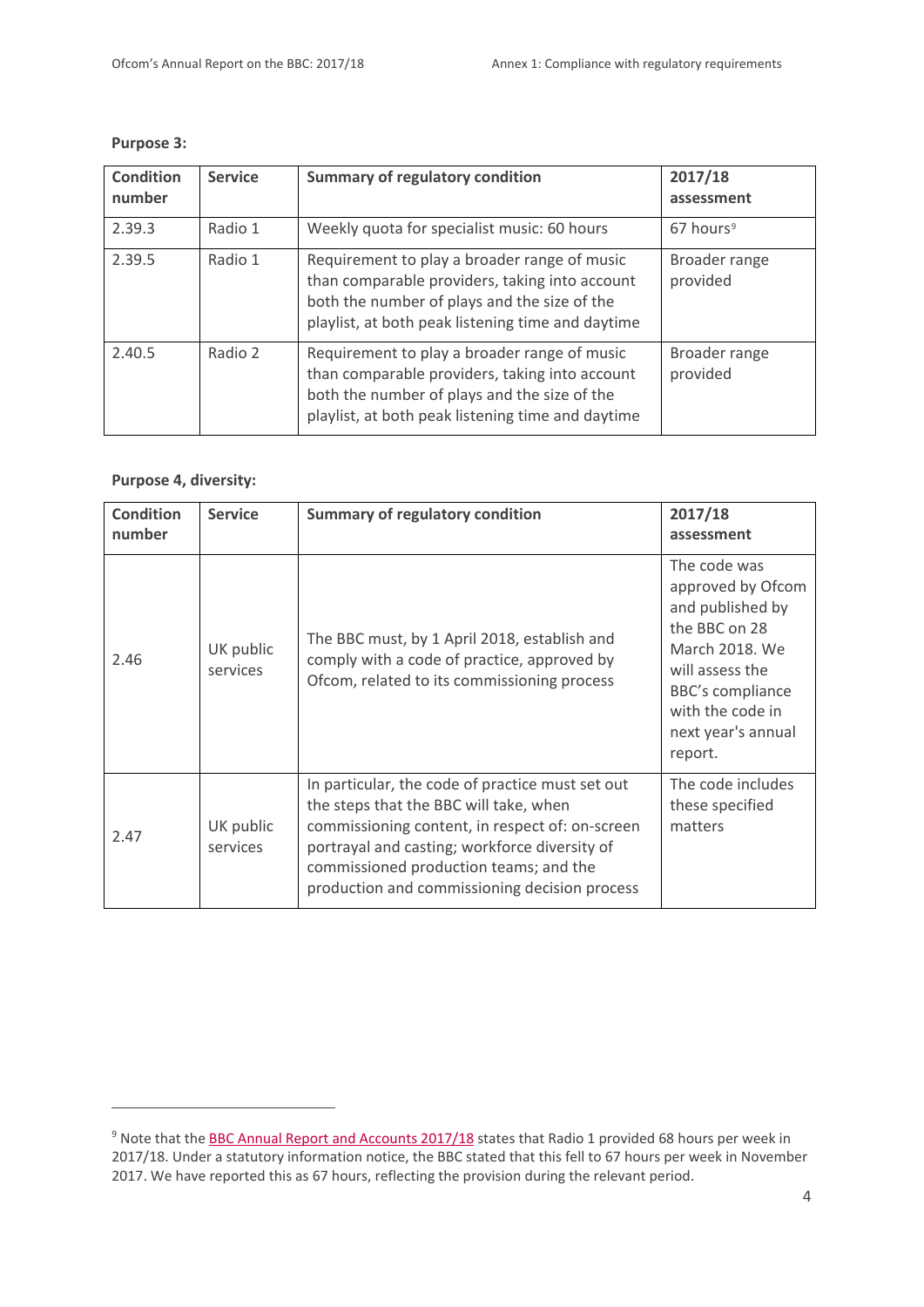**Purpose 3:**

| Condition number | Service | Summary of regulatory condition | 2017/18 assessment |
|---|---|---|---|
| 2.39.3 | Radio 1 | Weekly quota for specialist music: 60 hours | 67 hours[9] |
| 2.39.5 | Radio 1 | Requirement to play a broader range of music than comparable providers, taking into account both the number of plays and the size of the playlist, at both peak listening time and daytime | Broader range provided |
| 2.40.5 | Radio 2 | Requirement to play a broader range of music than comparable providers, taking into account both the number of plays and the size of the playlist, at both peak listening time and daytime | Broader range provided |

**Purpose 4, diversity:**

| Condition number | Service | Summary of regulatory condition | 2017/18 assessment |
|---|---|---|---|
| 2.46 | UK public services | The BBC must, by 1 April 2018, establish and comply with a code of practice, approved by Ofcom, related to its commissioning process | The code was approved by Ofcom and published by the BBC on 28 March 2018. We will assess the BBC's compliance with the code in next year's annual report. |
| 2.47 | UK public services | In particular, the code of practice must set out the steps that the BBC will take, when commissioning content, in respect of: on-screen portrayal and casting; workforce diversity of commissioned production teams; and the production and commissioning decision process | The code includes these specified matters |

[9] Note that the BBC Annual Report and Accounts 2017/18 states that Radio 1 provided 68 hours per week in 2017/18. Under a statutory information notice, the BBC stated that this fell to 67 hours per week in November 2017. We have reported this as 67 hours, reflecting the provision during the relevant period.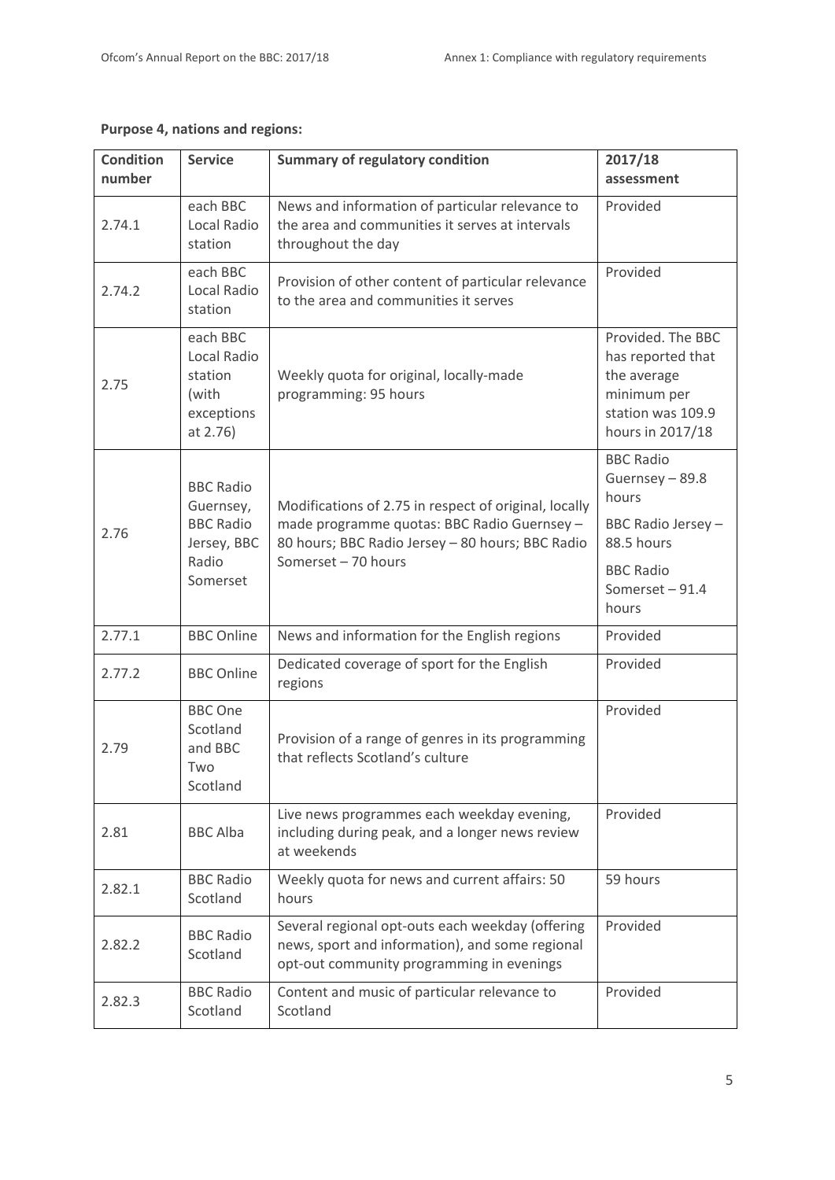**Purpose 4, nations and regions:**

| Condition number | Service | Summary of regulatory condition | 2017/18 assessment |
|---|---|---|---|
| 2.74.1 | each BBC Local Radio station | News and information of particular relevance to the area and communities it serves at intervals throughout the day | Provided |
| 2.74.2 | each BBC Local Radio station | Provision of other content of particular relevance to the area and communities it serves | Provided |
| 2.75 | each BBC Local Radio station (with exceptions at 2.76) | Weekly quota for original, locally-made programming: 95 hours | Provided. The BBC has reported that the average minimum per station was 109.9 hours in 2017/18 |
| 2.76 | BBC Radio Guernsey, BBC Radio Jersey, BBC Radio Somerset | Modifications of 2.75 in respect of original, locally made programme quotas: BBC Radio Guernsey – 80 hours; BBC Radio Jersey – 80 hours; BBC Radio Somerset – 70 hours | BBC Radio Guernsey – 89.8 hours<br>BBC Radio Jersey – 88.5 hours<br>BBC Radio Somerset – 91.4 hours |
| 2.77.1 | BBC Online | News and information for the English regions | Provided |
| 2.77.2 | BBC Online | Dedicated coverage of sport for the English regions | Provided |
| 2.79 | BBC One Scotland and BBC Two Scotland | Provision of a range of genres in its programming that reflects Scotland's culture | Provided |
| 2.81 | BBC Alba | Live news programmes each weekday evening, including during peak, and a longer news review at weekends | Provided |
| 2.82.1 | BBC Radio Scotland | Weekly quota for news and current affairs: 50 hours | 59 hours |
| 2.82.2 | BBC Radio Scotland | Several regional opt-outs each weekday (offering news, sport and information), and some regional opt-out community programming in evenings | Provided |
| 2.82.3 | BBC Radio Scotland | Content and music of particular relevance to Scotland | Provided |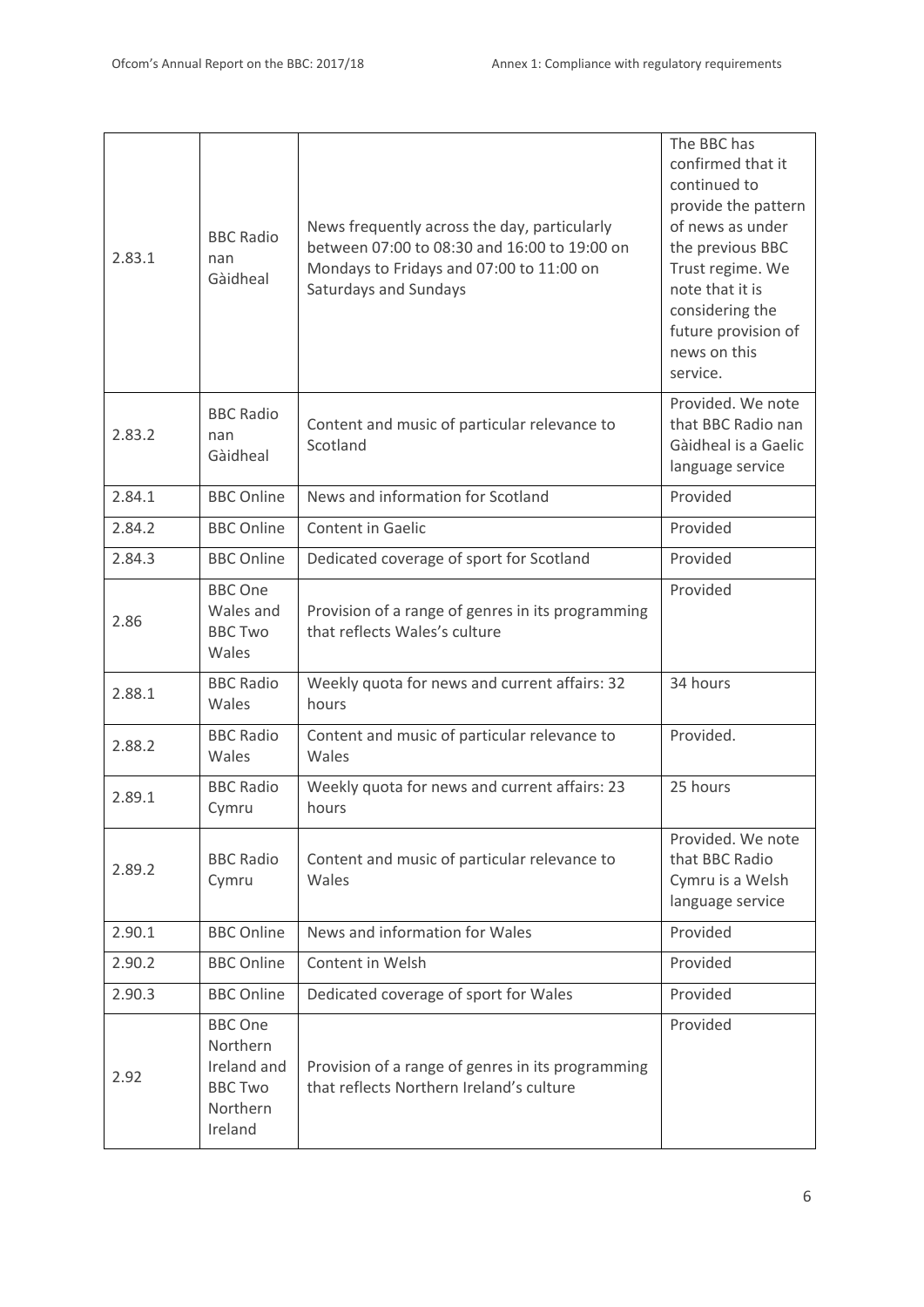| | | | |
|---|---|---|---|
| 2.83.1 | BBC Radio nan Gàidheal | News frequently across the day, particularly between 07:00 to 08:30 and 16:00 to 19:00 on Mondays to Fridays and 07:00 to 11:00 on Saturdays and Sundays | The BBC has confirmed that it continued to provide the pattern of news as under the previous BBC Trust regime. We note that it is considering the future provision of news on this service. |
| 2.83.2 | BBC Radio nan Gàidheal | Content and music of particular relevance to Scotland | Provided. We note that BBC Radio nan Gàidheal is a Gaelic language service |
| 2.84.1 | BBC Online | News and information for Scotland | Provided |
| 2.84.2 | BBC Online | Content in Gaelic | Provided |
| 2.84.3 | BBC Online | Dedicated coverage of sport for Scotland | Provided |
| 2.86 | BBC One Wales and BBC Two Wales | Provision of a range of genres in its programming that reflects Wales's culture | Provided |
| 2.88.1 | BBC Radio Wales | Weekly quota for news and current affairs: 32 hours | 34 hours |
| 2.88.2 | BBC Radio Wales | Content and music of particular relevance to Wales | Provided. |
| 2.89.1 | BBC Radio Cymru | Weekly quota for news and current affairs: 23 hours | 25 hours |
| 2.89.2 | BBC Radio Cymru | Content and music of particular relevance to Wales | Provided. We note that BBC Radio Cymru is a Welsh language service |
| 2.90.1 | BBC Online | News and information for Wales | Provided |
| 2.90.2 | BBC Online | Content in Welsh | Provided |
| 2.90.3 | BBC Online | Dedicated coverage of sport for Wales | Provided |
| 2.92 | BBC One Northern Ireland and BBC Two Northern Ireland | Provision of a range of genres in its programming that reflects Northern Ireland's culture | Provided |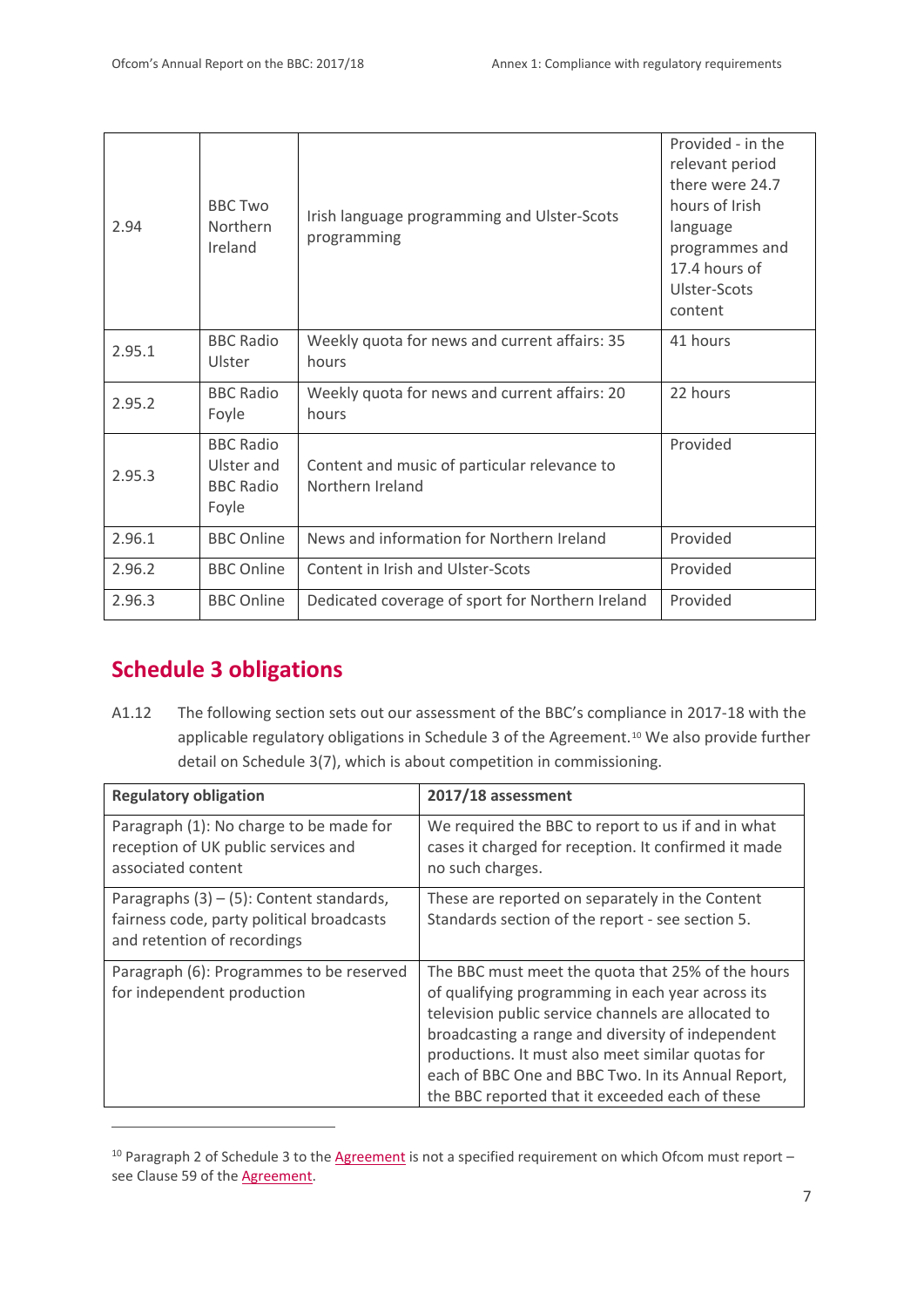| 2.94 | BBC Two Northern Ireland | Irish language programming and Ulster-Scots programming | Provided - in the relevant period there were 24.7 hours of Irish language programmes and 17.4 hours of Ulster-Scots content |
|---|---|---|---|
| 2.95.1 | BBC Radio Ulster | Weekly quota for news and current affairs: 35 hours | 41 hours |
| 2.95.2 | BBC Radio Foyle | Weekly quota for news and current affairs: 20 hours | 22 hours |
| 2.95.3 | BBC Radio Ulster and BBC Radio Foyle | Content and music of particular relevance to Northern Ireland | Provided |
| 2.96.1 | BBC Online | News and information for Northern Ireland | Provided |
| 2.96.2 | BBC Online | Content in Irish and Ulster-Scots | Provided |
| 2.96.3 | BBC Online | Dedicated coverage of sport for Northern Ireland | Provided |

## Schedule 3 obligations

A1.12 The following section sets out our assessment of the BBC's compliance in 2017-18 with the applicable regulatory obligations in Schedule 3 of the Agreement.[10] We also provide further detail on Schedule 3(7), which is about competition in commissioning.

| Regulatory obligation | 2017/18 assessment |
|---|---|
| Paragraph (1): No charge to be made for reception of UK public services and associated content | We required the BBC to report to us if and in what cases it charged for reception. It confirmed it made no such charges. |
| Paragraphs (3) – (5): Content standards, fairness code, party political broadcasts and retention of recordings | These are reported on separately in the Content Standards section of the report - see section 5. |
| Paragraph (6): Programmes to be reserved for independent production | The BBC must meet the quota that 25% of the hours of qualifying programming in each year across its television public service channels are allocated to broadcasting a range and diversity of independent productions. It must also meet similar quotas for each of BBC One and BBC Two. In its Annual Report, the BBC reported that it exceeded each of these |

[10] Paragraph 2 of Schedule 3 to the Agreement is not a specified requirement on which Ofcom must report – see Clause 59 of the Agreement.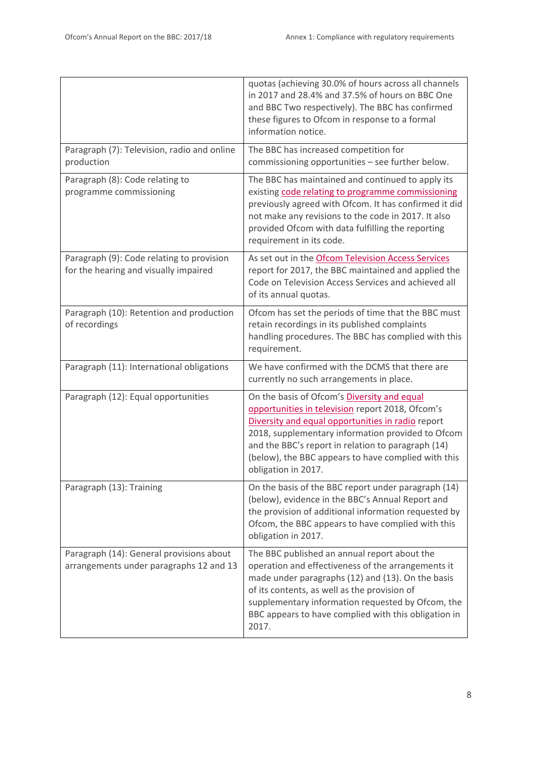| | |
|---|---|
| | quotas (achieving 30.0% of hours across all channels in 2017 and 28.4% and 37.5% of hours on BBC One and BBC Two respectively). The BBC has confirmed these figures to Ofcom in response to a formal information notice. |
| Paragraph (7): Television, radio and online production | The BBC has increased competition for commissioning opportunities – see further below. |
| Paragraph (8): Code relating to programme commissioning | The BBC has maintained and continued to apply its existing code relating to programme commissioning previously agreed with Ofcom. It has confirmed it did not make any revisions to the code in 2017. It also provided Ofcom with data fulfilling the reporting requirement in its code. |
| Paragraph (9): Code relating to provision for the hearing and visually impaired | As set out in the Ofcom Television Access Services report for 2017, the BBC maintained and applied the Code on Television Access Services and achieved all of its annual quotas. |
| Paragraph (10): Retention and production of recordings | Ofcom has set the periods of time that the BBC must retain recordings in its published complaints handling procedures. The BBC has complied with this requirement. |
| Paragraph (11): International obligations | We have confirmed with the DCMS that there are currently no such arrangements in place. |
| Paragraph (12): Equal opportunities | On the basis of Ofcom's Diversity and equal opportunities in television report 2018, Ofcom's Diversity and equal opportunities in radio report 2018, supplementary information provided to Ofcom and the BBC's report in relation to paragraph (14) (below), the BBC appears to have complied with this obligation in 2017. |
| Paragraph (13): Training | On the basis of the BBC report under paragraph (14) (below), evidence in the BBC's Annual Report and the provision of additional information requested by Ofcom, the BBC appears to have complied with this obligation in 2017. |
| Paragraph (14): General provisions about arrangements under paragraphs 12 and 13 | The BBC published an annual report about the operation and effectiveness of the arrangements it made under paragraphs (12) and (13). On the basis of its contents, as well as the provision of supplementary information requested by Ofcom, the BBC appears to have complied with this obligation in 2017. |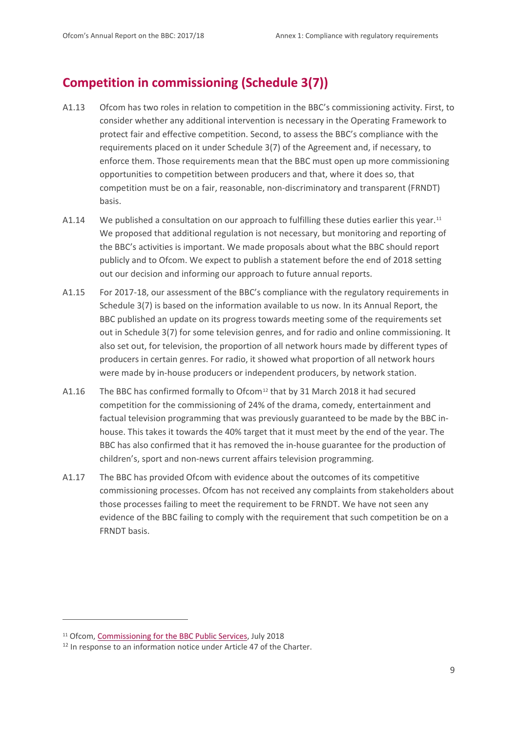## Competition in commissioning (Schedule 3(7))

A1.13 Ofcom has two roles in relation to competition in the BBC's commissioning activity. First, to consider whether any additional intervention is necessary in the Operating Framework to protect fair and effective competition. Second, to assess the BBC's compliance with the requirements placed on it under Schedule 3(7) of the Agreement and, if necessary, to enforce them. Those requirements mean that the BBC must open up more commissioning opportunities to competition between producers and that, where it does so, that competition must be on a fair, reasonable, non-discriminatory and transparent (FRNDT) basis.

A1.14 We published a consultation on our approach to fulfilling these duties earlier this year.[11] We proposed that additional regulation is not necessary, but monitoring and reporting of the BBC's activities is important. We made proposals about what the BBC should report publicly and to Ofcom. We expect to publish a statement before the end of 2018 setting out our decision and informing our approach to future annual reports.

A1.15 For 2017-18, our assessment of the BBC's compliance with the regulatory requirements in Schedule 3(7) is based on the information available to us now. In its Annual Report, the BBC published an update on its progress towards meeting some of the requirements set out in Schedule 3(7) for some television genres, and for radio and online commissioning. It also set out, for television, the proportion of all network hours made by different types of producers in certain genres. For radio, it showed what proportion of all network hours were made by in-house producers or independent producers, by network station.

A1.16 The BBC has confirmed formally to Ofcom[12] that by 31 March 2018 it had secured competition for the commissioning of 24% of the drama, comedy, entertainment and factual television programming that was previously guaranteed to be made by the BBC in-house. This takes it towards the 40% target that it must meet by the end of the year. The BBC has also confirmed that it has removed the in-house guarantee for the production of children's, sport and non-news current affairs television programming.

A1.17 The BBC has provided Ofcom with evidence about the outcomes of its competitive commissioning processes. Ofcom has not received any complaints from stakeholders about those processes failing to meet the requirement to be FRNDT. We have not seen any evidence of the BBC failing to comply with the requirement that such competition be on a FRNDT basis.

---

[11] Ofcom, Commissioning for the BBC Public Services, July 2018

[12] In response to an information notice under Article 47 of the Charter.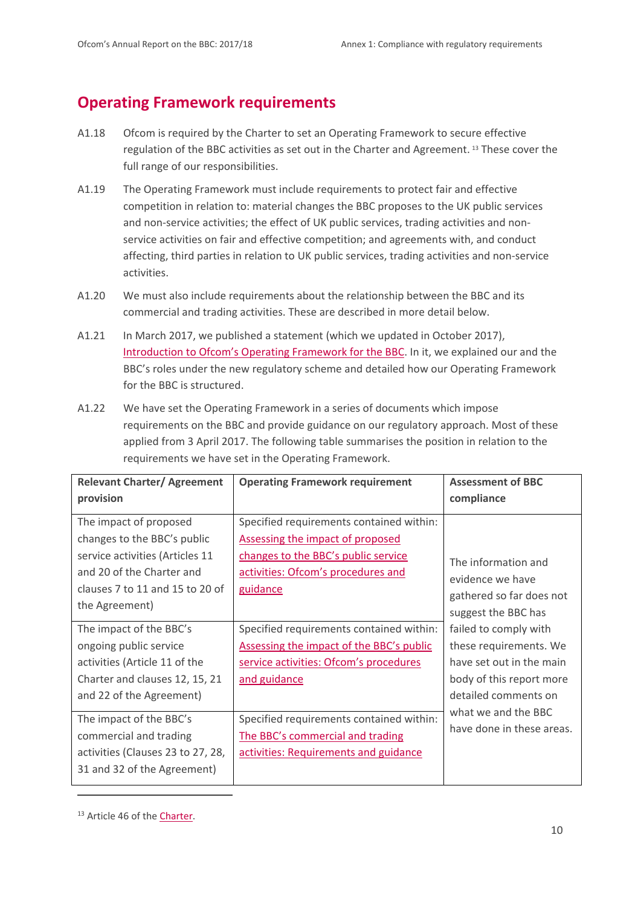## Operating Framework requirements

A1.18 Ofcom is required by the Charter to set an Operating Framework to secure effective regulation of the BBC activities as set out in the Charter and Agreement.[13] These cover the full range of our responsibilities.

A1.19 The Operating Framework must include requirements to protect fair and effective competition in relation to: material changes the BBC proposes to the UK public services and non-service activities; the effect of UK public services, trading activities and non-service activities on fair and effective competition; and agreements with, and conduct affecting, third parties in relation to UK public services, trading activities and non-service activities.

A1.20 We must also include requirements about the relationship between the BBC and its commercial and trading activities. These are described in more detail below.

A1.21 In March 2017, we published a statement (which we updated in October 2017), Introduction to Ofcom's Operating Framework for the BBC. In it, we explained our and the BBC's roles under the new regulatory scheme and detailed how our Operating Framework for the BBC is structured.

A1.22 We have set the Operating Framework in a series of documents which impose requirements on the BBC and provide guidance on our regulatory approach. Most of these applied from 3 April 2017. The following table summarises the position in relation to the requirements we have set in the Operating Framework.

| Relevant Charter/ Agreement provision | Operating Framework requirement | Assessment of BBC compliance |
|---|---|---|
| The impact of proposed changes to the BBC's public service activities (Articles 11 and 20 of the Charter and clauses 7 to 11 and 15 to 20 of the Agreement) | Specified requirements contained within: Assessing the impact of proposed changes to the BBC's public service activities: Ofcom's procedures and guidance | The information and evidence we have gathered so far does not suggest the BBC has failed to comply with these requirements. We have set out in the main body of this report more detailed comments on what we and the BBC have done in these areas. |
| The impact of the BBC's ongoing public service activities (Article 11 of the Charter and clauses 12, 15, 21 and 22 of the Agreement) | Specified requirements contained within: Assessing the impact of the BBC's public service activities: Ofcom's procedures and guidance | |
| The impact of the BBC's commercial and trading activities (Clauses 23 to 27, 28, 31 and 32 of the Agreement) | Specified requirements contained within: The BBC's commercial and trading activities: Requirements and guidance | |

[13] Article 46 of the Charter.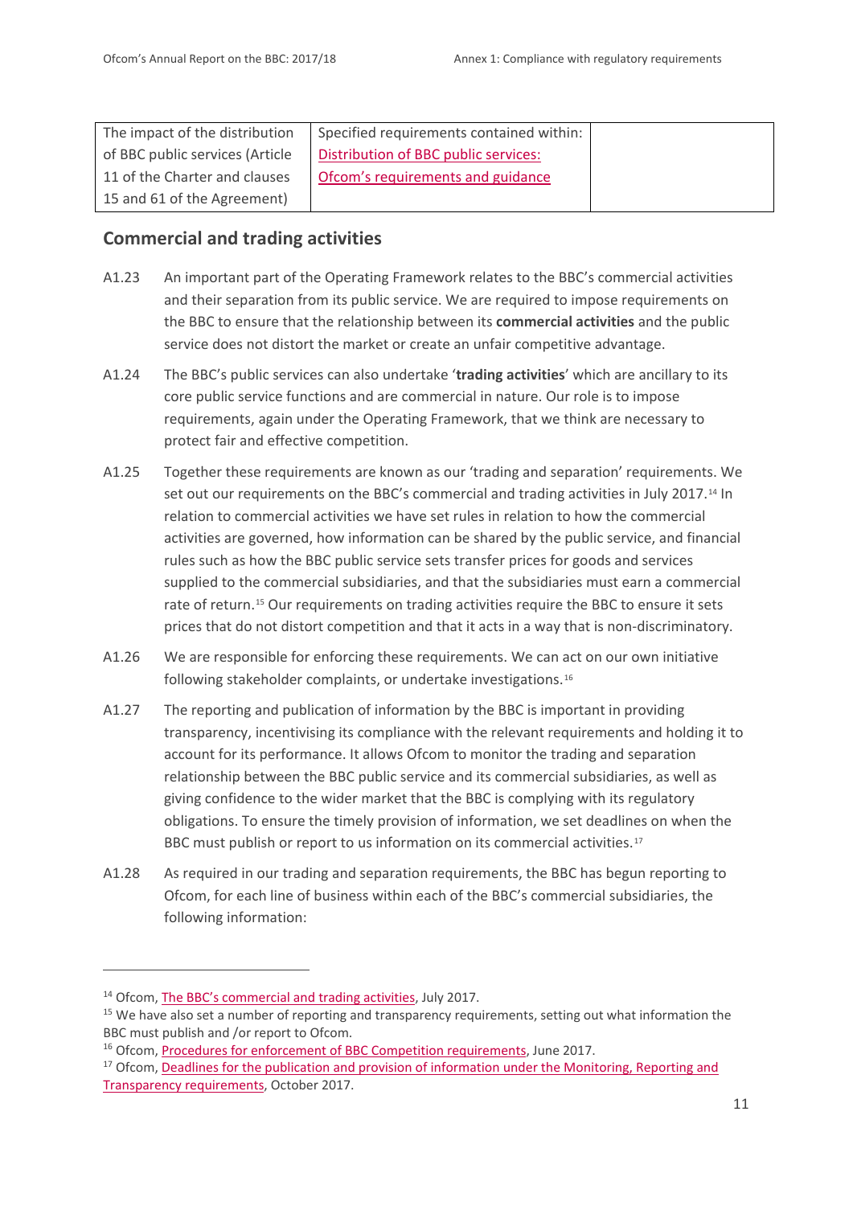| | | |
|---|---|---|
| The impact of the distribution of BBC public services (Article 11 of the Charter and clauses 15 and 61 of the Agreement) | Specified requirements contained within: Distribution of BBC public services: Ofcom's requirements and guidance | |

## Commercial and trading activities

A1.23 An important part of the Operating Framework relates to the BBC's commercial activities and their separation from its public service. We are required to impose requirements on the BBC to ensure that the relationship between its **commercial activities** and the public service does not distort the market or create an unfair competitive advantage.

A1.24 The BBC's public services can also undertake '**trading activities**' which are ancillary to its core public service functions and are commercial in nature. Our role is to impose requirements, again under the Operating Framework, that we think are necessary to protect fair and effective competition.

A1.25 Together these requirements are known as our 'trading and separation' requirements. We set out our requirements on the BBC's commercial and trading activities in July 2017.[14] In relation to commercial activities we have set rules in relation to how the commercial activities are governed, how information can be shared by the public service, and financial rules such as how the BBC public service sets transfer prices for goods and services supplied to the commercial subsidiaries, and that the subsidiaries must earn a commercial rate of return.[15] Our requirements on trading activities require the BBC to ensure it sets prices that do not distort competition and that it acts in a way that is non-discriminatory.

A1.26 We are responsible for enforcing these requirements. We can act on our own initiative following stakeholder complaints, or undertake investigations.[16]

A1.27 The reporting and publication of information by the BBC is important in providing transparency, incentivising its compliance with the relevant requirements and holding it to account for its performance. It allows Ofcom to monitor the trading and separation relationship between the BBC public service and its commercial subsidiaries, as well as giving confidence to the wider market that the BBC is complying with its regulatory obligations. To ensure the timely provision of information, we set deadlines on when the BBC must publish or report to us information on its commercial activities.[17]

A1.28 As required in our trading and separation requirements, the BBC has begun reporting to Ofcom, for each line of business within each of the BBC's commercial subsidiaries, the following information:

---

[14] Ofcom, The BBC's commercial and trading activities, July 2017.

[15] We have also set a number of reporting and transparency requirements, setting out what information the BBC must publish and /or report to Ofcom.

[16] Ofcom, Procedures for enforcement of BBC Competition requirements, June 2017.

[17] Ofcom, Deadlines for the publication and provision of information under the Monitoring, Reporting and Transparency requirements, October 2017.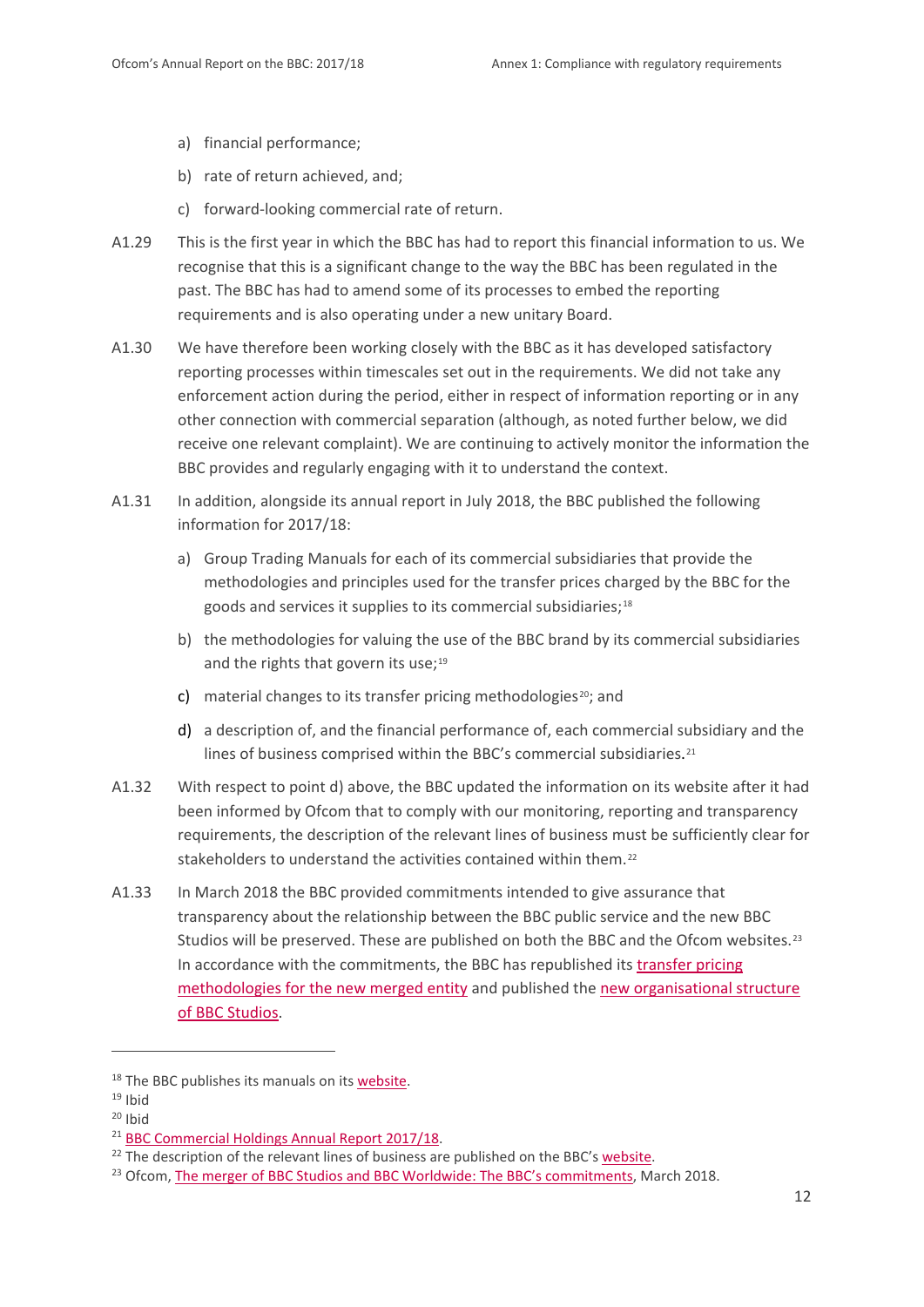a) financial performance;

b) rate of return achieved, and;

c) forward-looking commercial rate of return.

A1.29 This is the first year in which the BBC has had to report this financial information to us. We recognise that this is a significant change to the way the BBC has been regulated in the past. The BBC has had to amend some of its processes to embed the reporting requirements and is also operating under a new unitary Board.

A1.30 We have therefore been working closely with the BBC as it has developed satisfactory reporting processes within timescales set out in the requirements. We did not take any enforcement action during the period, either in respect of information reporting or in any other connection with commercial separation (although, as noted further below, we did receive one relevant complaint). We are continuing to actively monitor the information the BBC provides and regularly engaging with it to understand the context.

A1.31 In addition, alongside its annual report in July 2018, the BBC published the following information for 2017/18:

a) Group Trading Manuals for each of its commercial subsidiaries that provide the methodologies and principles used for the transfer prices charged by the BBC for the goods and services it supplies to its commercial subsidiaries;[18]

b) the methodologies for valuing the use of the BBC brand by its commercial subsidiaries and the rights that govern its use;[19]

c) material changes to its transfer pricing methodologies[20]; and

d) a description of, and the financial performance of, each commercial subsidiary and the lines of business comprised within the BBC's commercial subsidiaries.[21]

A1.32 With respect to point d) above, the BBC updated the information on its website after it had been informed by Ofcom that to comply with our monitoring, reporting and transparency requirements, the description of the relevant lines of business must be sufficiently clear for stakeholders to understand the activities contained within them.[22]

A1.33 In March 2018 the BBC provided commitments intended to give assurance that transparency about the relationship between the BBC public service and the new BBC Studios will be preserved. These are published on both the BBC and the Ofcom websites.[23] In accordance with the commitments, the BBC has republished its transfer pricing methodologies for the new merged entity and published the new organisational structure of BBC Studios.

---

[18] The BBC publishes its manuals on its website.

[19] Ibid

[20] Ibid

[21] BBC Commercial Holdings Annual Report 2017/18.

[22] The description of the relevant lines of business are published on the BBC's website.

[23] Ofcom, The merger of BBC Studios and BBC Worldwide: The BBC's commitments, March 2018.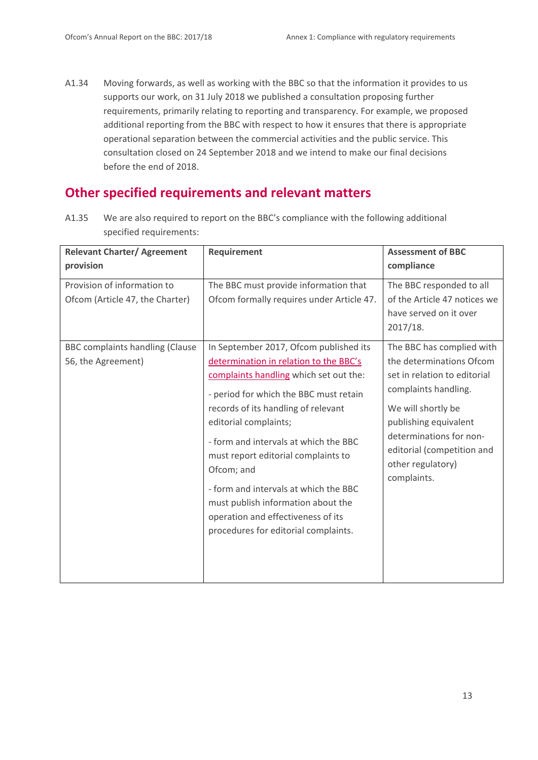A1.34 Moving forwards, as well as working with the BBC so that the information it provides to us supports our work, on 31 July 2018 we published a consultation proposing further requirements, primarily relating to reporting and transparency. For example, we proposed additional reporting from the BBC with respect to how it ensures that there is appropriate operational separation between the commercial activities and the public service. This consultation closed on 24 September 2018 and we intend to make our final decisions before the end of 2018.

## Other specified requirements and relevant matters

A1.35 We are also required to report on the BBC's compliance with the following additional specified requirements:

| Relevant Charter/ Agreement provision | Requirement | Assessment of BBC compliance |
|---|---|---|
| Provision of information to Ofcom (Article 47, the Charter) | The BBC must provide information that Ofcom formally requires under Article 47. | The BBC responded to all of the Article 47 notices we have served on it over 2017/18. |
| BBC complaints handling (Clause 56, the Agreement) | In September 2017, Ofcom published its determination in relation to the BBC's complaints handling which set out the:<br><br>- period for which the BBC must retain records of its handling of relevant editorial complaints;<br><br>- form and intervals at which the BBC must report editorial complaints to Ofcom; and<br><br>- form and intervals at which the BBC must publish information about the operation and effectiveness of its procedures for editorial complaints. | The BBC has complied with the determinations Ofcom set in relation to editorial complaints handling.<br><br>We will shortly be publishing equivalent determinations for non-editorial (competition and other regulatory) complaints. |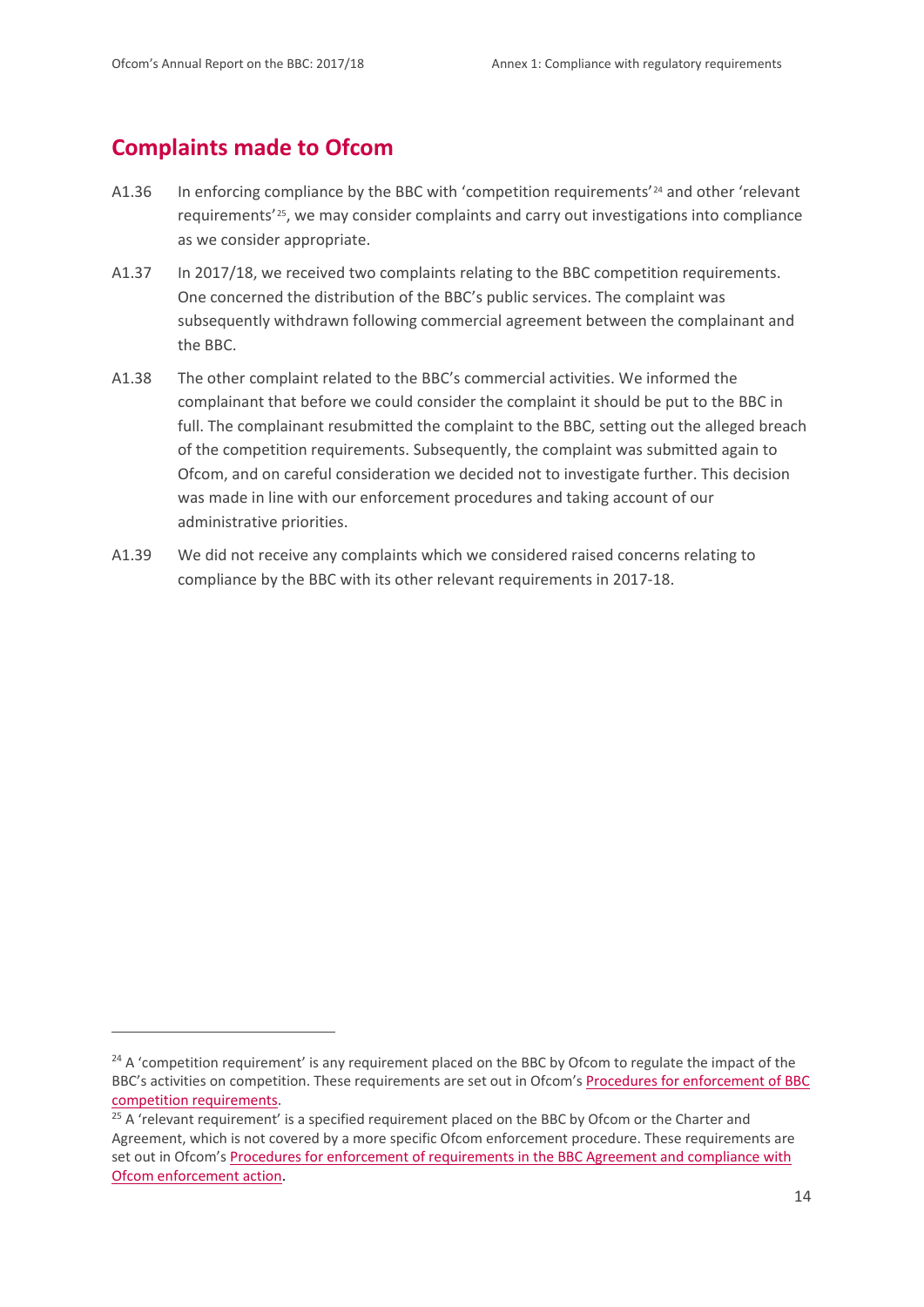## Complaints made to Ofcom

A1.36 In enforcing compliance by the BBC with 'competition requirements'[24] and other 'relevant requirements'[25], we may consider complaints and carry out investigations into compliance as we consider appropriate.

A1.37 In 2017/18, we received two complaints relating to the BBC competition requirements. One concerned the distribution of the BBC's public services. The complaint was subsequently withdrawn following commercial agreement between the complainant and the BBC.

A1.38 The other complaint related to the BBC's commercial activities. We informed the complainant that before we could consider the complaint it should be put to the BBC in full. The complainant resubmitted the complaint to the BBC, setting out the alleged breach of the competition requirements. Subsequently, the complaint was submitted again to Ofcom, and on careful consideration we decided not to investigate further. This decision was made in line with our enforcement procedures and taking account of our administrative priorities.

A1.39 We did not receive any complaints which we considered raised concerns relating to compliance by the BBC with its other relevant requirements in 2017-18.

---

[24] A 'competition requirement' is any requirement placed on the BBC by Ofcom to regulate the impact of the BBC's activities on competition. These requirements are set out in Ofcom's Procedures for enforcement of BBC competition requirements.

[25] A 'relevant requirement' is a specified requirement placed on the BBC by Ofcom or the Charter and Agreement, which is not covered by a more specific Ofcom enforcement procedure. These requirements are set out in Ofcom's Procedures for enforcement of requirements in the BBC Agreement and compliance with Ofcom enforcement action.